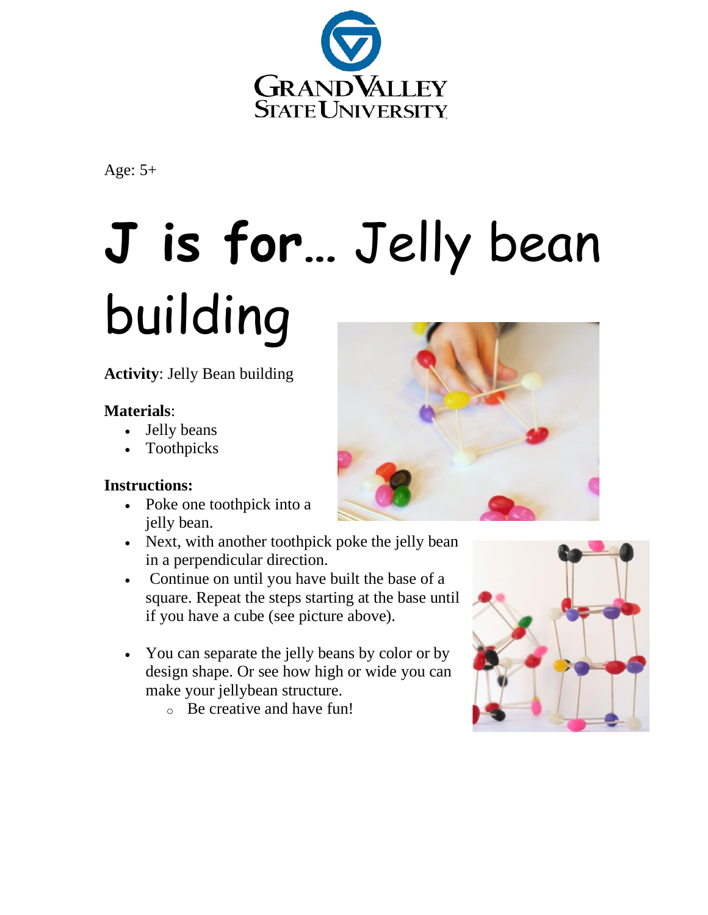Grand Valley State University

Age: 5+

# J is for… Jelly bean building

**Activity**: Jelly Bean building

**Materials**:

- Jelly beans
- Toothpicks

**Instructions:**

- Poke one toothpick into a jelly bean.
- Next, with another toothpick poke the jelly bean in a perpendicular direction.
- Continue on until you have built the base of a square. Repeat the steps starting at the base until if you have a cube (see picture above).
- You can separate the jelly beans by color or by design shape. Or see how high or wide you can make your jellybean structure.
  - Be creative and have fun!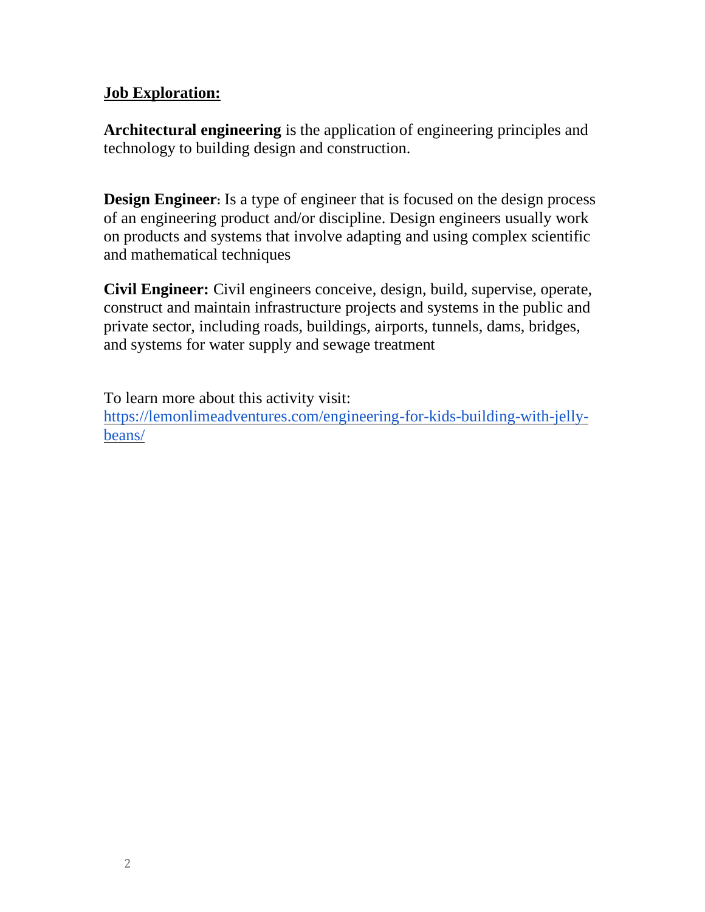**Job Exploration:**

**Architectural engineering** is the application of engineering principles and technology to building design and construction.

**Design Engineer:** Is a type of engineer that is focused on the design process of an engineering product and/or discipline. Design engineers usually work on products and systems that involve adapting and using complex scientific and mathematical techniques

**Civil Engineer:** Civil engineers conceive, design, build, supervise, operate, construct and maintain infrastructure projects and systems in the public and private sector, including roads, buildings, airports, tunnels, dams, bridges, and systems for water supply and sewage treatment

To learn more about this activity visit:
https://lemonlimeadventures.com/engineering-for-kids-building-with-jelly-beans/